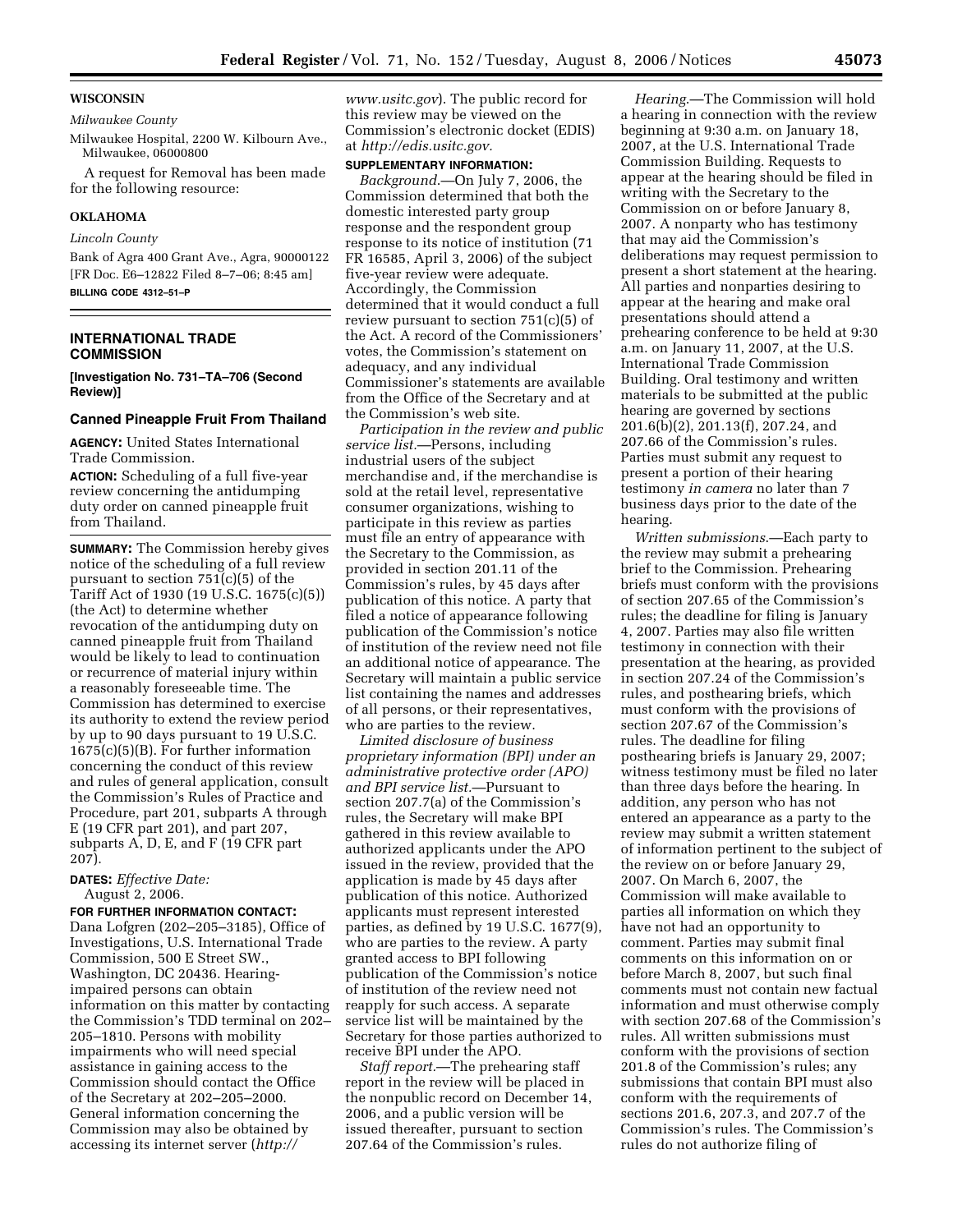## WISCONSIN

*Milwaukee County*

Milwaukee Hospital, 2200 W. Kilbourn Ave., Milwaukee, 06000800

A request for Removal has been made for the following resource:

## OKLAHOMA

*Lincoln County*

Bank of Agra 400 Grant Ave., Agra, 90000122

[FR Doc. E6–12822 Filed 8–7–06; 8:45 am]

**BILLING CODE 4312–51–P**

---

# INTERNATIONAL TRADE COMMISSION

**[Investigation No. 731–TA–706 (Second Review)]**

## Canned Pineapple Fruit From Thailand

**AGENCY:** United States International Trade Commission.

**ACTION:** Scheduling of a full five-year review concerning the antidumping duty order on canned pineapple fruit from Thailand.

**SUMMARY:** The Commission hereby gives notice of the scheduling of a full review pursuant to section 751(c)(5) of the Tariff Act of 1930 (19 U.S.C. 1675(c)(5)) (the Act) to determine whether revocation of the antidumping duty on canned pineapple fruit from Thailand would be likely to lead to continuation or recurrence of material injury within a reasonably foreseeable time. The Commission has determined to exercise its authority to extend the review period by up to 90 days pursuant to 19 U.S.C. 1675(c)(5)(B). For further information concerning the conduct of this review and rules of general application, consult the Commission's Rules of Practice and Procedure, part 201, subparts A through E (19 CFR part 201), and part 207, subparts A, D, E, and F (19 CFR part 207).

**DATES:** *Effective Date:* August 2, 2006.

**FOR FURTHER INFORMATION CONTACT:** Dana Lofgren (202–205–3185), Office of Investigations, U.S. International Trade Commission, 500 E Street SW., Washington, DC 20436. Hearing-impaired persons can obtain information on this matter by contacting the Commission's TDD terminal on 202–205–1810. Persons with mobility impairments who will need special assistance in gaining access to the Commission should contact the Office of the Secretary at 202–205–2000. General information concerning the Commission may also be obtained by accessing its internet server (*http://www.usitc.gov*). The public record for this review may be viewed on the Commission's electronic docket (EDIS) at *http://edis.usitc.gov.*

**SUPPLEMENTARY INFORMATION:**

*Background.*—On July 7, 2006, the Commission determined that both the domestic interested party group response and the respondent group response to its notice of institution (71 FR 16585, April 3, 2006) of the subject five-year review were adequate. Accordingly, the Commission determined that it would conduct a full review pursuant to section 751(c)(5) of the Act. A record of the Commissioners' votes, the Commission's statement on adequacy, and any individual Commissioner's statements are available from the Office of the Secretary and at the Commission's web site.

*Participation in the review and public service list.*—Persons, including industrial users of the subject merchandise and, if the merchandise is sold at the retail level, representative consumer organizations, wishing to participate in this review as parties must file an entry of appearance with the Secretary to the Commission, as provided in section 201.11 of the Commission's rules, by 45 days after publication of this notice. A party that filed a notice of appearance following publication of the Commission's notice of institution of the review need not file an additional notice of appearance. The Secretary will maintain a public service list containing the names and addresses of all persons, or their representatives, who are parties to the review.

*Limited disclosure of business proprietary information (BPI) under an administrative protective order (APO) and BPI service list.*—Pursuant to section 207.7(a) of the Commission's rules, the Secretary will make BPI gathered in this review available to authorized applicants under the APO issued in the review, provided that the application is made by 45 days after publication of this notice. Authorized applicants must represent interested parties, as defined by 19 U.S.C. 1677(9), who are parties to the review. A party granted access to BPI following publication of the Commission's notice of institution of the review need not reapply for such access. A separate service list will be maintained by the Secretary for those parties authorized to receive BPI under the APO.

*Staff report.*—The prehearing staff report in the review will be placed in the nonpublic record on December 14, 2006, and a public version will be issued thereafter, pursuant to section 207.64 of the Commission's rules.

*Hearing.*—The Commission will hold a hearing in connection with the review beginning at 9:30 a.m. on January 18, 2007, at the U.S. International Trade Commission Building. Requests to appear at the hearing should be filed in writing with the Secretary to the Commission on or before January 8, 2007. A nonparty who has testimony that may aid the Commission's deliberations may request permission to present a short statement at the hearing. All parties and nonparties desiring to appear at the hearing and make oral presentations should attend a prehearing conference to be held at 9:30 a.m. on January 11, 2007, at the U.S. International Trade Commission Building. Oral testimony and written materials to be submitted at the public hearing are governed by sections 201.6(b)(2), 201.13(f), 207.24, and 207.66 of the Commission's rules. Parties must submit any request to present a portion of their hearing testimony *in camera* no later than 7 business days prior to the date of the hearing.

*Written submissions.*—Each party to the review may submit a prehearing brief to the Commission. Prehearing briefs must conform with the provisions of section 207.65 of the Commission's rules; the deadline for filing is January 4, 2007. Parties may also file written testimony in connection with their presentation at the hearing, as provided in section 207.24 of the Commission's rules, and posthearing briefs, which must conform with the provisions of section 207.67 of the Commission's rules. The deadline for filing posthearing briefs is January 29, 2007; witness testimony must be filed no later than three days before the hearing. In addition, any person who has not entered an appearance as a party to the review may submit a written statement of information pertinent to the subject of the review on or before January 29, 2007. On March 6, 2007, the Commission will make available to parties all information on which they have not had an opportunity to comment. Parties may submit final comments on this information on or before March 8, 2007, but such final comments must not contain new factual information and must otherwise comply with section 207.68 of the Commission's rules. All written submissions must conform with the provisions of section 201.8 of the Commission's rules; any submissions that contain BPI must also conform with the requirements of sections 201.6, 207.3, and 207.7 of the Commission's rules. The Commission's rules do not authorize filing of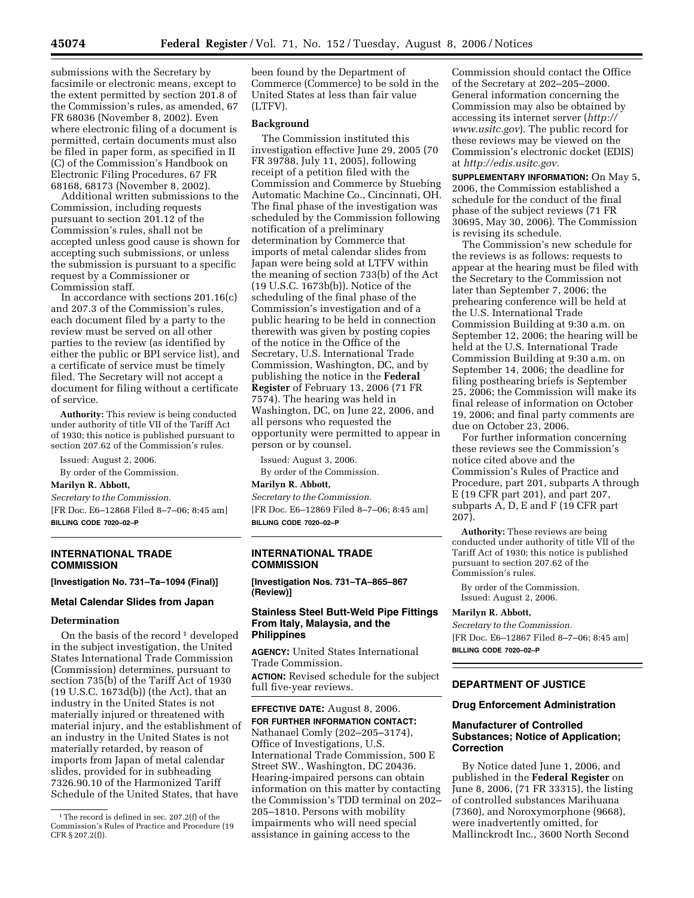submissions with the Secretary by facsimile or electronic means, except to the extent permitted by section 201.8 of the Commission's rules, as amended, 67 FR 68036 (November 8, 2002). Even where electronic filing of a document is permitted, certain documents must also be filed in paper form, as specified in II (C) of the Commission's Handbook on Electronic Filing Procedures, 67 FR 68168, 68173 (November 8, 2002).

Additional written submissions to the Commission, including requests pursuant to section 201.12 of the Commission's rules, shall not be accepted unless good cause is shown for accepting such submissions, or unless the submission is pursuant to a specific request by a Commissioner or Commission staff.

In accordance with sections 201.16(c) and 207.3 of the Commission's rules, each document filed by a party to the review must be served on all other parties to the review (as identified by either the public or BPI service list), and a certificate of service must be timely filed. The Secretary will not accept a document for filing without a certificate of service.

**Authority:** This review is being conducted under authority of title VII of the Tariff Act of 1930; this notice is published pursuant to section 207.62 of the Commission's rules.

Issued: August 2, 2006.

By order of the Commission.

**Marilyn R. Abbott,**

*Secretary to the Commission.*

[FR Doc. E6–12868 Filed 8–7–06; 8:45 am]

**BILLING CODE 7020–02–P**

---

## INTERNATIONAL TRADE COMMISSION

**[Investigation No. 731–Ta–1094 (Final)]**

### Metal Calendar Slides from Japan

#### Determination

On the basis of the record [1] developed in the subject investigation, the United States International Trade Commission (Commission) determines, pursuant to section 735(b) of the Tariff Act of 1930 (19 U.S.C. 1673d(b)) (the Act), that an industry in the United States is not materially injured or threatened with material injury, and the establishment of an industry in the United States is not materially retarded, by reason of imports from Japan of metal calendar slides, provided for in subheading 7326.90.10 of the Harmonized Tariff Schedule of the United States, that have been found by the Department of Commerce (Commerce) to be sold in the United States at less than fair value (LTFV).

[1] The record is defined in sec. 207.2(f) of the Commission's Rules of Practice and Procedure (19 CFR § 207.2(f)).

#### Background

The Commission instituted this investigation effective June 29, 2005 (70 FR 39788, July 11, 2005), following receipt of a petition filed with the Commission and Commerce by Stuebing Automatic Machine Co., Cincinnati, OH. The final phase of the investigation was scheduled by the Commission following notification of a preliminary determination by Commerce that imports of metal calendar slides from Japan were being sold at LTFV within the meaning of section 733(b) of the Act (19 U.S.C. 1673b(b)). Notice of the scheduling of the final phase of the Commission's investigation and of a public hearing to be held in connection therewith was given by posting copies of the notice in the Office of the Secretary, U.S. International Trade Commission, Washington, DC, and by publishing the notice in the **Federal Register** of February 13, 2006 (71 FR 7574). The hearing was held in Washington, DC, on June 22, 2006, and all persons who requested the opportunity were permitted to appear in person or by counsel.

Issued: August 3, 2006.

By order of the Commission.

**Marilyn R. Abbott,**

*Secretary to the Commission.*

[FR Doc. E6–12869 Filed 8–7–06; 8:45 am]

**BILLING CODE 7020–02–P**

---

## INTERNATIONAL TRADE COMMISSION

**[Investigation Nos. 731–TA–865–867 (Review)]**

### Stainless Steel Butt-Weld Pipe Fittings From Italy, Malaysia, and the Philippines

**AGENCY:** United States International Trade Commission.

**ACTION:** Revised schedule for the subject full five-year reviews.

---

**EFFECTIVE DATE:** August 8, 2006.

**FOR FURTHER INFORMATION CONTACT:** Nathanael Comly (202–205–3174), Office of Investigations, U.S. International Trade Commission, 500 E Street SW., Washington, DC 20436. Hearing-impaired persons can obtain information on this matter by contacting the Commission's TDD terminal on 202–205–1810. Persons with mobility impairments who will need special assistance in gaining access to the Commission should contact the Office of the Secretary at 202–205–2000. General information concerning the Commission may also be obtained by accessing its internet server (*http://www.usitc.gov*). The public record for these reviews may be viewed on the Commission's electronic docket (EDIS) at *http://edis.usitc.gov.*

**SUPPLEMENTARY INFORMATION:** On May 5, 2006, the Commission established a schedule for the conduct of the final phase of the subject reviews (71 FR 30695, May 30, 2006). The Commission is revising its schedule.

The Commission's new schedule for the reviews is as follows: requests to appear at the hearing must be filed with the Secretary to the Commission not later than September 7, 2006; the prehearing conference will be held at the U.S. International Trade Commission Building at 9:30 a.m. on September 12, 2006; the hearing will be held at the U.S. International Trade Commission Building at 9:30 a.m. on September 14, 2006; the deadline for filing posthearing briefs is September 25, 2006; the Commission will make its final release of information on October 19, 2006; and final party comments are due on October 23, 2006.

For further information concerning these reviews see the Commission's notice cited above and the Commission's Rules of Practice and Procedure, part 201, subparts A through E (19 CFR part 201), and part 207, subparts A, D, E and F (19 CFR part 207).

**Authority:** These reviews are being conducted under authority of title VII of the Tariff Act of 1930; this notice is published pursuant to section 207.62 of the Commission's rules.

By order of the Commission.

Issued: August 2, 2006.

**Marilyn R. Abbott,**

*Secretary to the Commission.*

[FR Doc. E6–12867 Filed 8–7–06; 8:45 am]

**BILLING CODE 7020–02–P**

---

## DEPARTMENT OF JUSTICE

### Drug Enforcement Administration

### Manufacturer of Controlled Substances; Notice of Application; Correction

By Notice dated June 1, 2006, and published in the **Federal Register** on June 8, 2006, (71 FR 33315), the listing of controlled substances Marihuana (7360), and Noroxymorphone (9668), were inadvertently omitted, for Mallinckrodt Inc., 3600 North Second